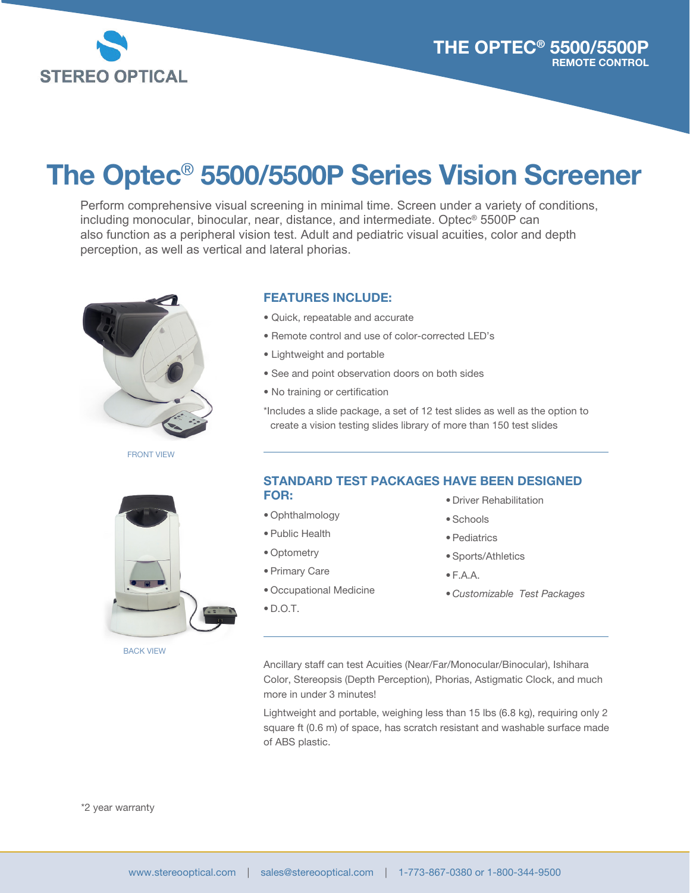STEREO OPTICAL

THE OPTEC® 5500/5500P
REMOTE CONTROL

# The Optec® 5500/5500P Series Vision Screener

Perform comprehensive visual screening in minimal time. Screen under a variety of conditions, including monocular, binocular, near, distance, and intermediate. Optec® 5500P can also function as a peripheral vision test. Adult and pediatric visual acuities, color and depth perception, as well as vertical and lateral phorias.

FRONT VIEW

BACK VIEW

## FEATURES INCLUDE:

- Quick, repeatable and accurate
- Remote control and use of color-corrected LED's
- Lightweight and portable
- See and point observation doors on both sides
- No training or certification

*Includes a slide package, a set of 12 test slides as well as the option to create a vision testing slides library of more than 150 test slides

## STANDARD TEST PACKAGES HAVE BEEN DESIGNED FOR:

- Ophthalmology
- Public Health
- Optometry
- Primary Care
- Occupational Medicine
- D.O.T.
- Driver Rehabilitation
- Schools
- Pediatrics
- Sports/Athletics
- F.A.A.
- *Customizable Test Packages*

Ancillary staff can test Acuities (Near/Far/Monocular/Binocular), Ishihara Color, Stereopsis (Depth Perception), Phorias, Astigmatic Clock, and much more in under 3 minutes!

Lightweight and portable, weighing less than 15 lbs (6.8 kg), requiring only 2 square ft (0.6 m) of space, has scratch resistant and washable surface made of ABS plastic.

*2 year warranty

www.stereooptical.com | sales@stereooptical.com | 1-773-867-0380 or 1-800-344-9500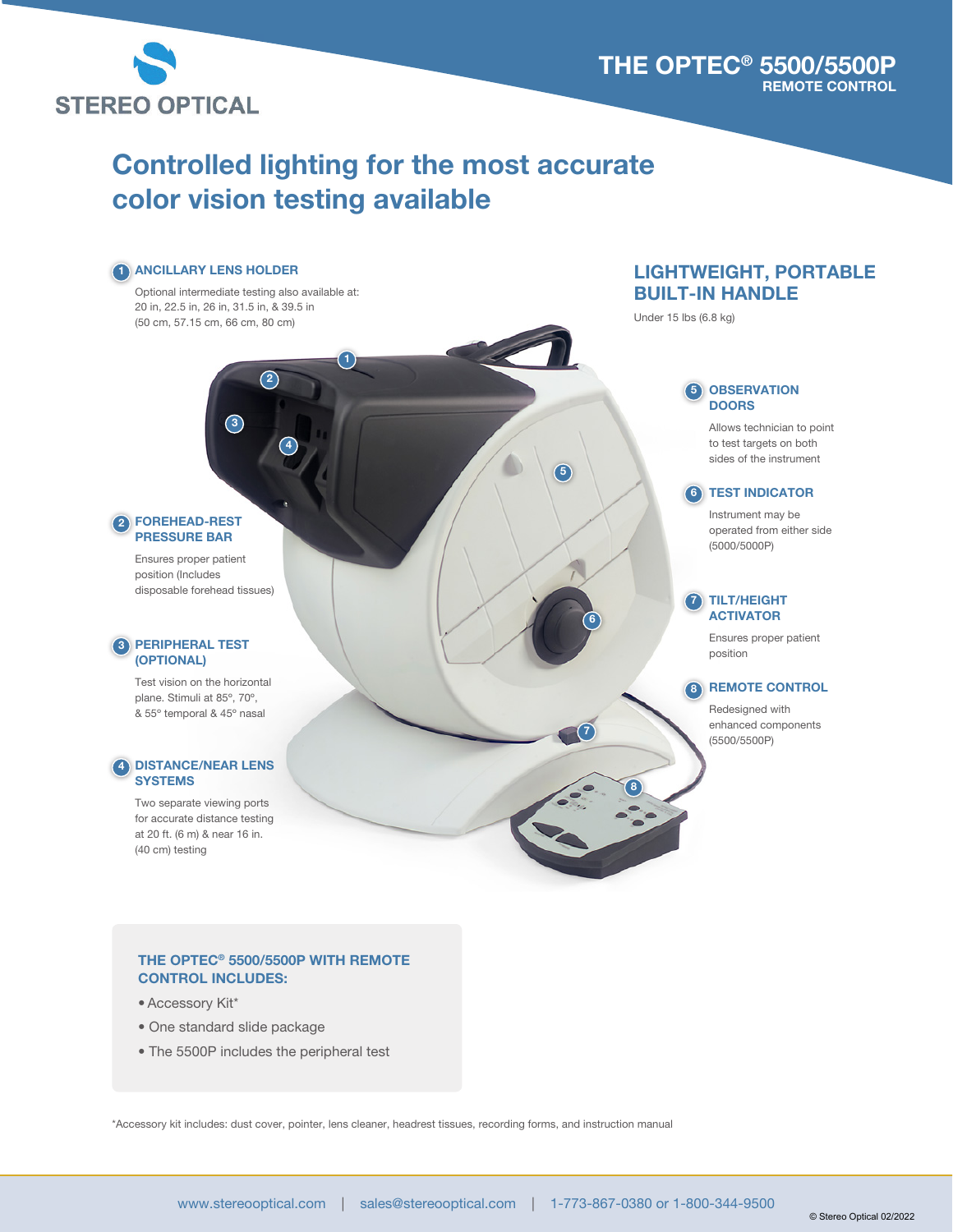STEREO OPTICAL

# THE OPTEC® 5500/5500P REMOTE CONTROL

## Controlled lighting for the most accurate color vision testing available

### 1 ANCILLARY LENS HOLDER

Optional intermediate testing also available at:
20 in, 22.5 in, 26 in, 31.5 in, & 39.5 in
(50 cm, 57.15 cm, 66 cm, 80 cm)

### 2 FOREHEAD-REST PRESSURE BAR

Ensures proper patient position (Includes disposable forehead tissues)

### 3 PERIPHERAL TEST (OPTIONAL)

Test vision on the horizontal plane. Stimuli at 85°, 70°, & 55° temporal & 45° nasal

### 4 DISTANCE/NEAR LENS SYSTEMS

Two separate viewing ports for accurate distance testing at 20 ft. (6 m) & near 16 in. (40 cm) testing

### LIGHTWEIGHT, PORTABLE BUILT-IN HANDLE

Under 15 lbs (6.8 kg)

### 5 OBSERVATION DOORS

Allows technician to point to test targets on both sides of the instrument

### 6 TEST INDICATOR

Instrument may be operated from either side (5000/5000P)

### 7 TILT/HEIGHT ACTIVATOR

Ensures proper patient position

### 8 REMOTE CONTROL

Redesigned with enhanced components (5500/5500P)

### THE OPTEC® 5500/5500P WITH REMOTE CONTROL INCLUDES:

- Accessory Kit*
- One standard slide package
- The 5500P includes the peripheral test

*Accessory kit includes: dust cover, pointer, lens cleaner, headrest tissues, recording forms, and instruction manual

www.stereooptical.com | sales@stereooptical.com | 1-773-867-0380 or 1-800-344-9500

© Stereo Optical 02/2022